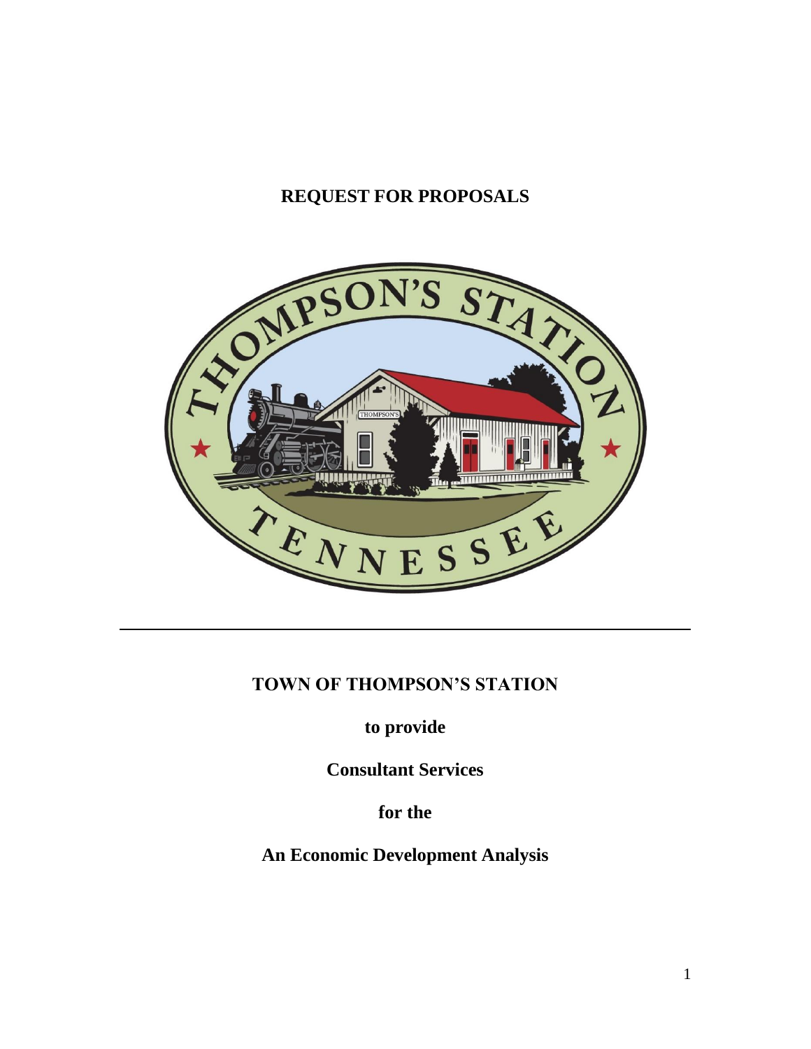# REQUEST FOR PROPOSALS

**TOWN OF THOMPSON'S STATION**

**to provide**

**Consultant Services**

**for the**

**An Economic Development Analysis**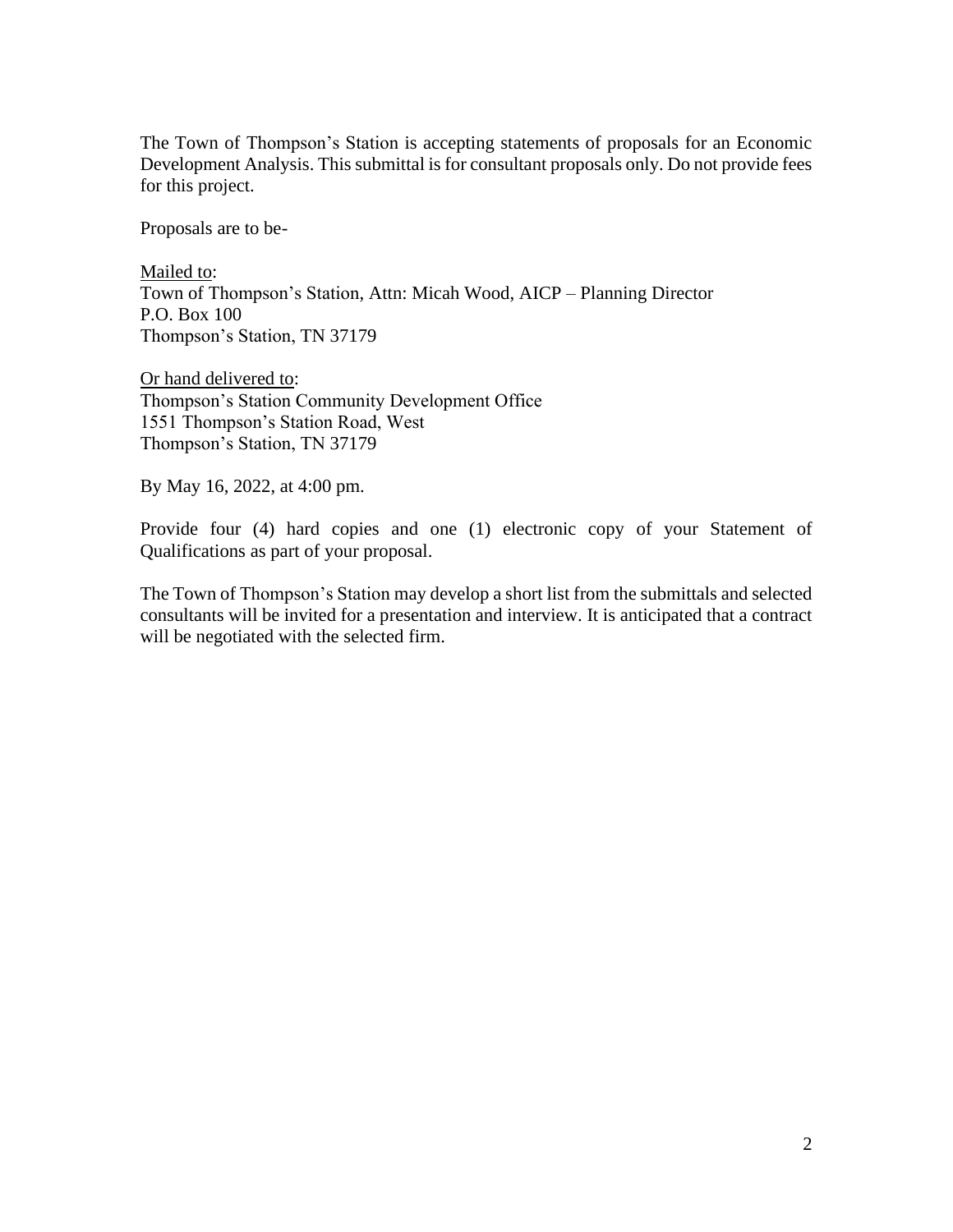The Town of Thompson's Station is accepting statements of proposals for an Economic Development Analysis. This submittal is for consultant proposals only. Do not provide fees for this project.

Proposals are to be-

Mailed to:
Town of Thompson's Station, Attn: Micah Wood, AICP – Planning Director
P.O. Box 100
Thompson's Station, TN 37179

Or hand delivered to:
Thompson's Station Community Development Office
1551 Thompson's Station Road, West
Thompson's Station, TN 37179

By May 16, 2022, at 4:00 pm.

Provide four (4) hard copies and one (1) electronic copy of your Statement of Qualifications as part of your proposal.

The Town of Thompson's Station may develop a short list from the submittals and selected consultants will be invited for a presentation and interview. It is anticipated that a contract will be negotiated with the selected firm.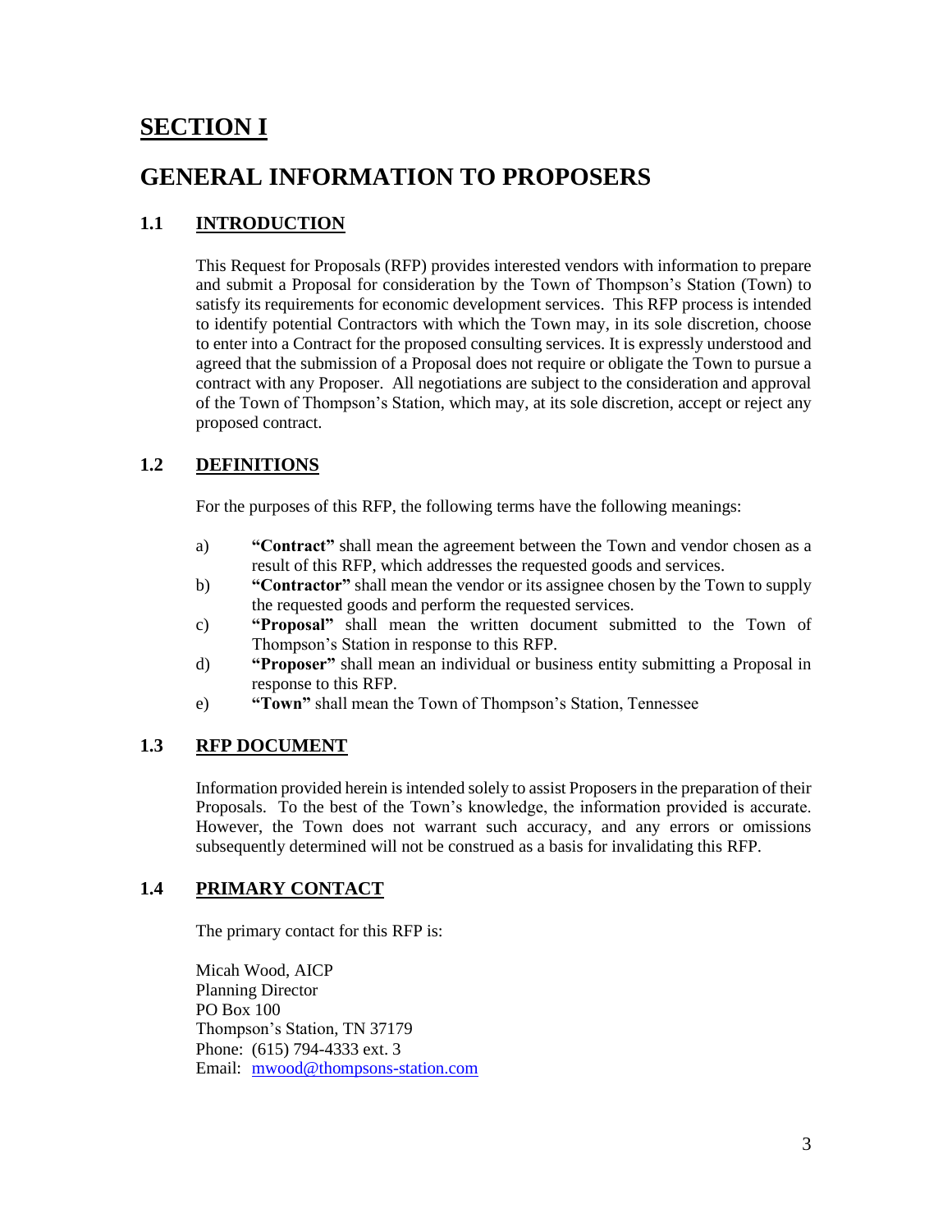# SECTION I

# GENERAL INFORMATION TO PROPOSERS

## 1.1 INTRODUCTION

This Request for Proposals (RFP) provides interested vendors with information to prepare and submit a Proposal for consideration by the Town of Thompson's Station (Town) to satisfy its requirements for economic development services. This RFP process is intended to identify potential Contractors with which the Town may, in its sole discretion, choose to enter into a Contract for the proposed consulting services. It is expressly understood and agreed that the submission of a Proposal does not require or obligate the Town to pursue a contract with any Proposer. All negotiations are subject to the consideration and approval of the Town of Thompson's Station, which may, at its sole discretion, accept or reject any proposed contract.

## 1.2 DEFINITIONS

For the purposes of this RFP, the following terms have the following meanings:

a) **"Contract"** shall mean the agreement between the Town and vendor chosen as a result of this RFP, which addresses the requested goods and services.

b) **"Contractor"** shall mean the vendor or its assignee chosen by the Town to supply the requested goods and perform the requested services.

c) **"Proposal"** shall mean the written document submitted to the Town of Thompson's Station in response to this RFP.

d) **"Proposer"** shall mean an individual or business entity submitting a Proposal in response to this RFP.

e) **"Town"** shall mean the Town of Thompson's Station, Tennessee

## 1.3 RFP DOCUMENT

Information provided herein is intended solely to assist Proposers in the preparation of their Proposals. To the best of the Town's knowledge, the information provided is accurate. However, the Town does not warrant such accuracy, and any errors or omissions subsequently determined will not be construed as a basis for invalidating this RFP.

## 1.4 PRIMARY CONTACT

The primary contact for this RFP is:

Micah Wood, AICP
Planning Director
PO Box 100
Thompson's Station, TN 37179
Phone: (615) 794-4333 ext. 3
Email: [mwood@thompsons-station.com](mailto:mwood@thompsons-station.com)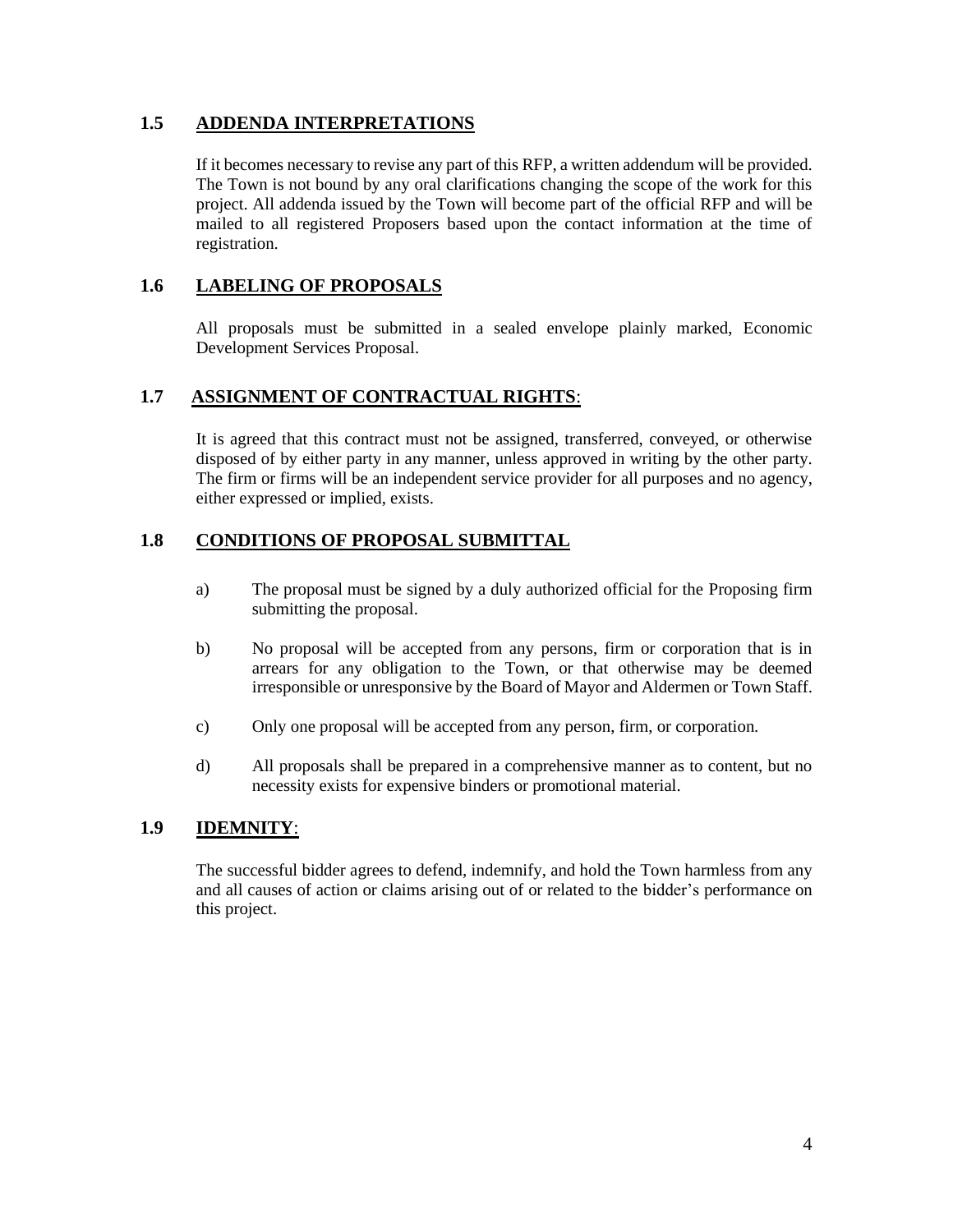## 1.5 ADDENDA INTERPRETATIONS

If it becomes necessary to revise any part of this RFP, a written addendum will be provided. The Town is not bound by any oral clarifications changing the scope of the work for this project. All addenda issued by the Town will become part of the official RFP and will be mailed to all registered Proposers based upon the contact information at the time of registration.

## 1.6 LABELING OF PROPOSALS

All proposals must be submitted in a sealed envelope plainly marked, Economic Development Services Proposal.

## 1.7 ASSIGNMENT OF CONTRACTUAL RIGHTS:

It is agreed that this contract must not be assigned, transferred, conveyed, or otherwise disposed of by either party in any manner, unless approved in writing by the other party. The firm or firms will be an independent service provider for all purposes and no agency, either expressed or implied, exists.

## 1.8 CONDITIONS OF PROPOSAL SUBMITTAL

a) The proposal must be signed by a duly authorized official for the Proposing firm submitting the proposal.

b) No proposal will be accepted from any persons, firm or corporation that is in arrears for any obligation to the Town, or that otherwise may be deemed irresponsible or unresponsive by the Board of Mayor and Aldermen or Town Staff.

c) Only one proposal will be accepted from any person, firm, or corporation.

d) All proposals shall be prepared in a comprehensive manner as to content, but no necessity exists for expensive binders or promotional material.

## 1.9 IDEMNITY:

The successful bidder agrees to defend, indemnify, and hold the Town harmless from any and all causes of action or claims arising out of or related to the bidder's performance on this project.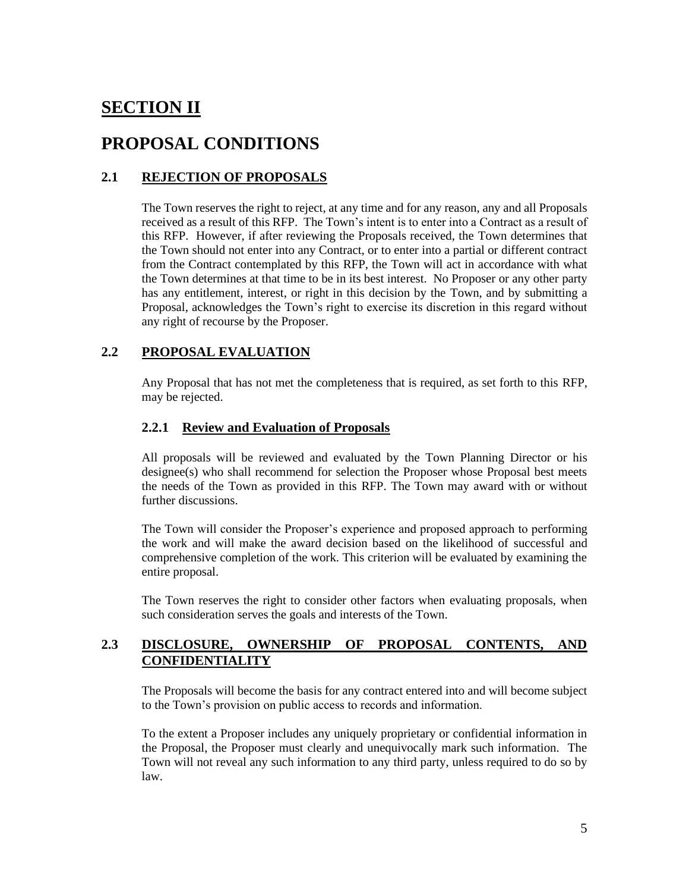# SECTION II

# PROPOSAL CONDITIONS

## 2.1 REJECTION OF PROPOSALS

The Town reserves the right to reject, at any time and for any reason, any and all Proposals received as a result of this RFP. The Town's intent is to enter into a Contract as a result of this RFP. However, if after reviewing the Proposals received, the Town determines that the Town should not enter into any Contract, or to enter into a partial or different contract from the Contract contemplated by this RFP, the Town will act in accordance with what the Town determines at that time to be in its best interest. No Proposer or any other party has any entitlement, interest, or right in this decision by the Town, and by submitting a Proposal, acknowledges the Town's right to exercise its discretion in this regard without any right of recourse by the Proposer.

## 2.2 PROPOSAL EVALUATION

Any Proposal that has not met the completeness that is required, as set forth to this RFP, may be rejected.

### 2.2.1 Review and Evaluation of Proposals

All proposals will be reviewed and evaluated by the Town Planning Director or his designee(s) who shall recommend for selection the Proposer whose Proposal best meets the needs of the Town as provided in this RFP. The Town may award with or without further discussions.

The Town will consider the Proposer's experience and proposed approach to performing the work and will make the award decision based on the likelihood of successful and comprehensive completion of the work. This criterion will be evaluated by examining the entire proposal.

The Town reserves the right to consider other factors when evaluating proposals, when such consideration serves the goals and interests of the Town.

## 2.3 DISCLOSURE, OWNERSHIP OF PROPOSAL CONTENTS, AND CONFIDENTIALITY

The Proposals will become the basis for any contract entered into and will become subject to the Town's provision on public access to records and information.

To the extent a Proposer includes any uniquely proprietary or confidential information in the Proposal, the Proposer must clearly and unequivocally mark such information. The Town will not reveal any such information to any third party, unless required to do so by law.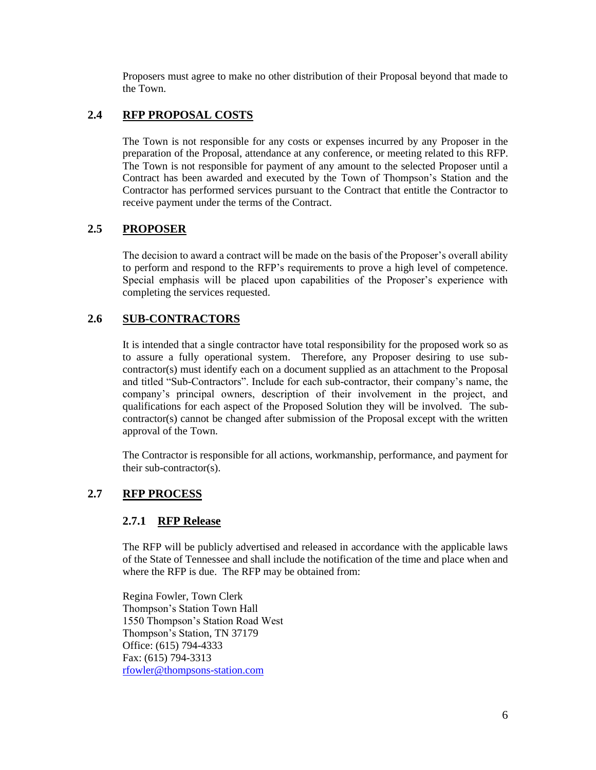Proposers must agree to make no other distribution of their Proposal beyond that made to the Town.

## 2.4 RFP PROPOSAL COSTS

The Town is not responsible for any costs or expenses incurred by any Proposer in the preparation of the Proposal, attendance at any conference, or meeting related to this RFP. The Town is not responsible for payment of any amount to the selected Proposer until a Contract has been awarded and executed by the Town of Thompson's Station and the Contractor has performed services pursuant to the Contract that entitle the Contractor to receive payment under the terms of the Contract.

## 2.5 PROPOSER

The decision to award a contract will be made on the basis of the Proposer's overall ability to perform and respond to the RFP's requirements to prove a high level of competence. Special emphasis will be placed upon capabilities of the Proposer's experience with completing the services requested.

## 2.6 SUB-CONTRACTORS

It is intended that a single contractor have total responsibility for the proposed work so as to assure a fully operational system. Therefore, any Proposer desiring to use sub-contractor(s) must identify each on a document supplied as an attachment to the Proposal and titled "Sub-Contractors". Include for each sub-contractor, their company's name, the company's principal owners, description of their involvement in the project, and qualifications for each aspect of the Proposed Solution they will be involved. The sub-contractor(s) cannot be changed after submission of the Proposal except with the written approval of the Town.

The Contractor is responsible for all actions, workmanship, performance, and payment for their sub-contractor(s).

## 2.7 RFP PROCESS

### 2.7.1 RFP Release

The RFP will be publicly advertised and released in accordance with the applicable laws of the State of Tennessee and shall include the notification of the time and place when and where the RFP is due. The RFP may be obtained from:

Regina Fowler, Town Clerk
Thompson's Station Town Hall
1550 Thompson's Station Road West
Thompson's Station, TN 37179
Office: (615) 794-4333
Fax: (615) 794-3313
rfowler@thompsons-station.com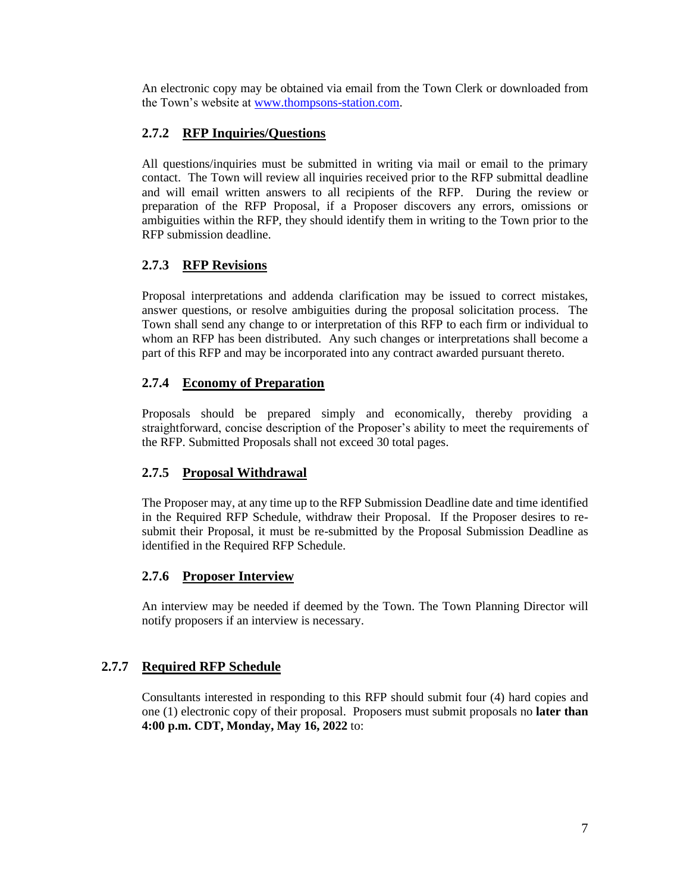An electronic copy may be obtained via email from the Town Clerk or downloaded from the Town's website at [www.thompsons-station.com](http://www.thompsons-station.com).

### 2.7.2 RFP Inquiries/Questions

All questions/inquiries must be submitted in writing via mail or email to the primary contact. The Town will review all inquiries received prior to the RFP submittal deadline and will email written answers to all recipients of the RFP. During the review or preparation of the RFP Proposal, if a Proposer discovers any errors, omissions or ambiguities within the RFP, they should identify them in writing to the Town prior to the RFP submission deadline.

### 2.7.3 RFP Revisions

Proposal interpretations and addenda clarification may be issued to correct mistakes, answer questions, or resolve ambiguities during the proposal solicitation process. The Town shall send any change to or interpretation of this RFP to each firm or individual to whom an RFP has been distributed. Any such changes or interpretations shall become a part of this RFP and may be incorporated into any contract awarded pursuant thereto.

### 2.7.4 Economy of Preparation

Proposals should be prepared simply and economically, thereby providing a straightforward, concise description of the Proposer's ability to meet the requirements of the RFP. Submitted Proposals shall not exceed 30 total pages.

### 2.7.5 Proposal Withdrawal

The Proposer may, at any time up to the RFP Submission Deadline date and time identified in the Required RFP Schedule, withdraw their Proposal. If the Proposer desires to re-submit their Proposal, it must be re-submitted by the Proposal Submission Deadline as identified in the Required RFP Schedule.

### 2.7.6 Proposer Interview

An interview may be needed if deemed by the Town. The Town Planning Director will notify proposers if an interview is necessary.

### 2.7.7 Required RFP Schedule

Consultants interested in responding to this RFP should submit four (4) hard copies and one (1) electronic copy of their proposal. Proposers must submit proposals no **later than 4:00 p.m. CDT, Monday, May 16, 2022** to: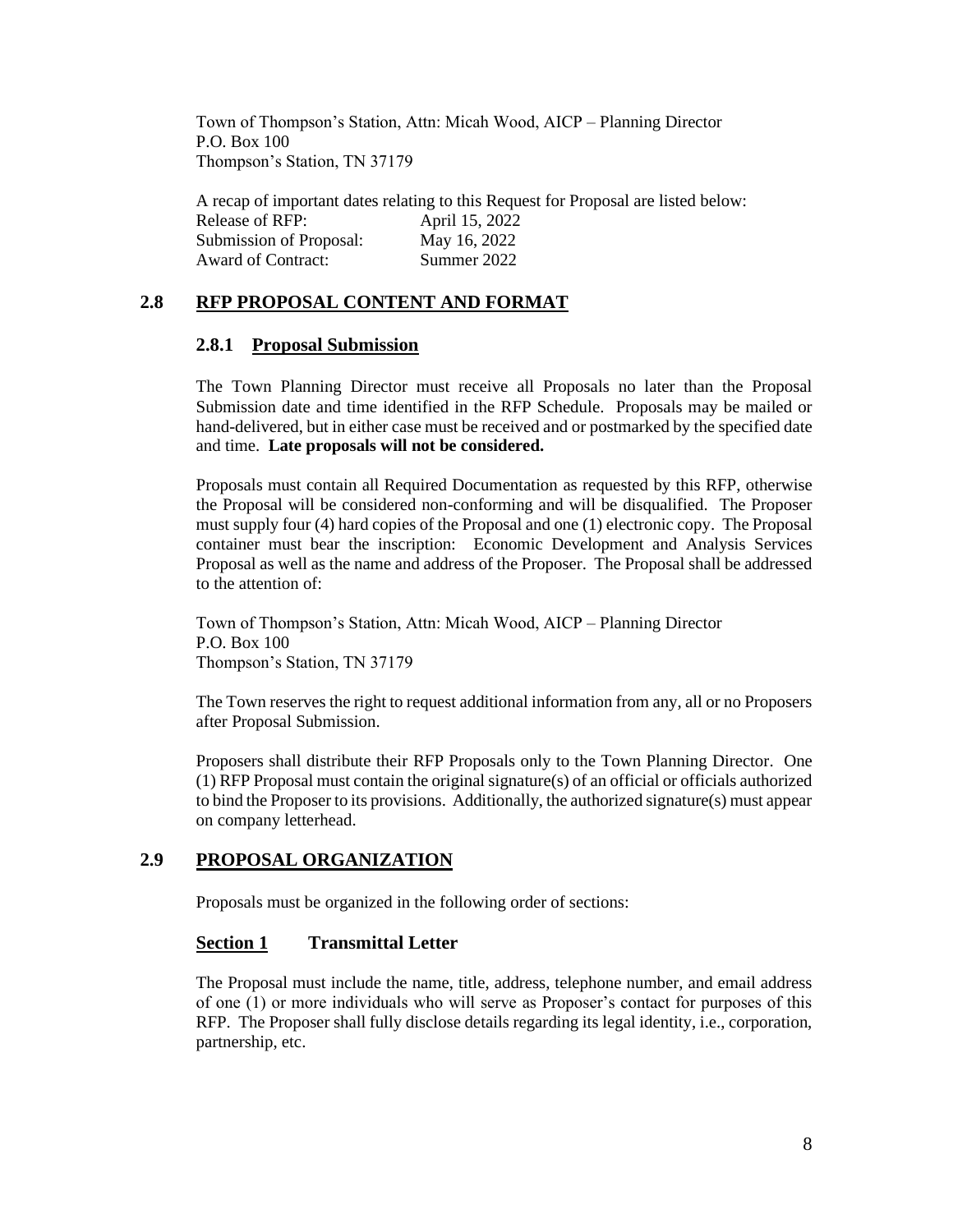Town of Thompson's Station, Attn: Micah Wood, AICP – Planning Director
P.O. Box 100
Thompson's Station, TN 37179

A recap of important dates relating to this Request for Proposal are listed below:

| | |
|---|---|
| Release of RFP: | April 15, 2022 |
| Submission of Proposal: | May 16, 2022 |
| Award of Contract: | Summer 2022 |

## 2.8 RFP PROPOSAL CONTENT AND FORMAT

### 2.8.1 Proposal Submission

The Town Planning Director must receive all Proposals no later than the Proposal Submission date and time identified in the RFP Schedule. Proposals may be mailed or hand-delivered, but in either case must be received and or postmarked by the specified date and time. **Late proposals will not be considered.**

Proposals must contain all Required Documentation as requested by this RFP, otherwise the Proposal will be considered non-conforming and will be disqualified. The Proposer must supply four (4) hard copies of the Proposal and one (1) electronic copy. The Proposal container must bear the inscription: Economic Development and Analysis Services Proposal as well as the name and address of the Proposer. The Proposal shall be addressed to the attention of:

Town of Thompson's Station, Attn: Micah Wood, AICP – Planning Director
P.O. Box 100
Thompson's Station, TN 37179

The Town reserves the right to request additional information from any, all or no Proposers after Proposal Submission.

Proposers shall distribute their RFP Proposals only to the Town Planning Director. One (1) RFP Proposal must contain the original signature(s) of an official or officials authorized to bind the Proposer to its provisions. Additionally, the authorized signature(s) must appear on company letterhead.

## 2.9 PROPOSAL ORGANIZATION

Proposals must be organized in the following order of sections:

### Section 1 Transmittal Letter

The Proposal must include the name, title, address, telephone number, and email address of one (1) or more individuals who will serve as Proposer's contact for purposes of this RFP. The Proposer shall fully disclose details regarding its legal identity, i.e., corporation, partnership, etc.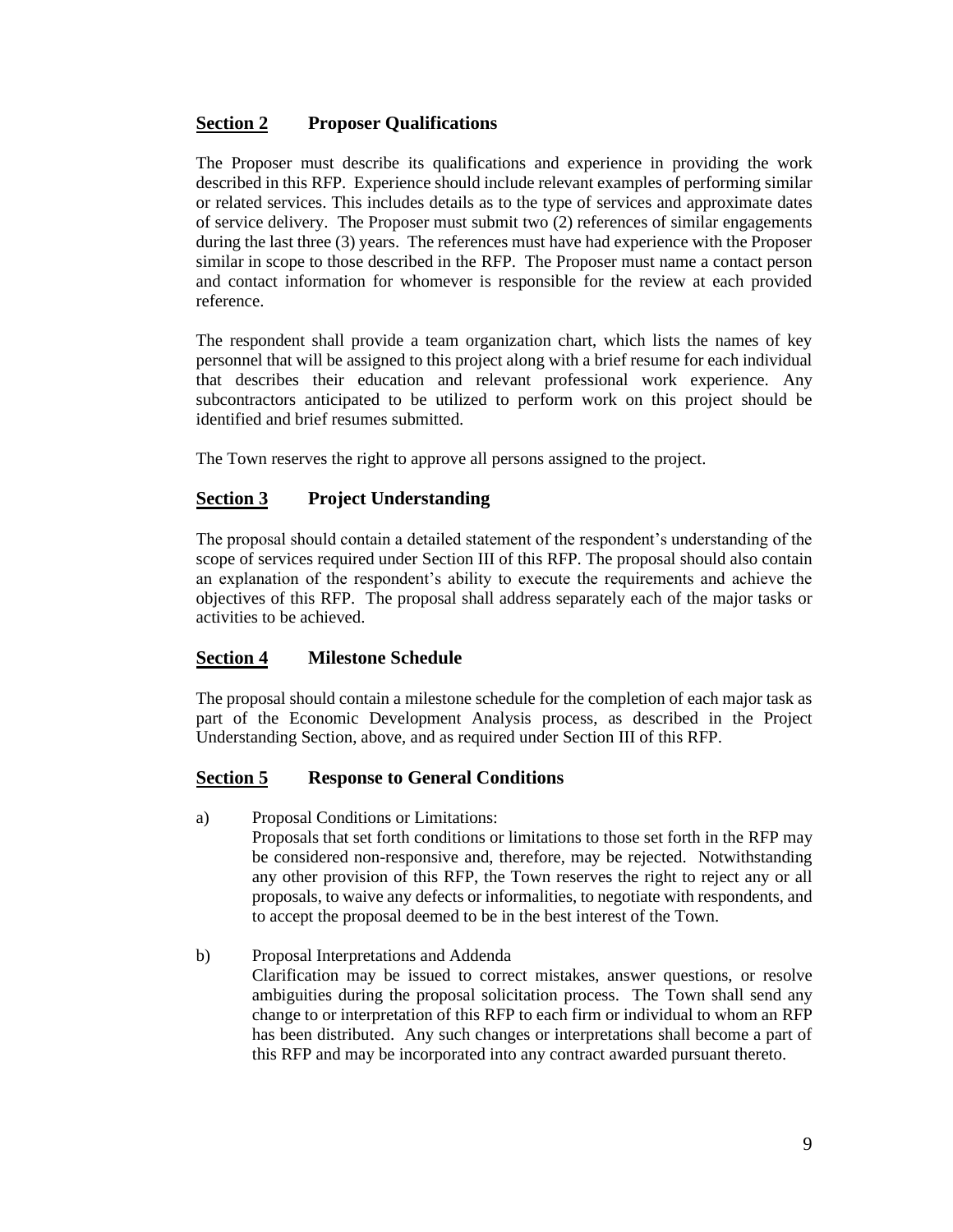## **Section 2** Proposer Qualifications

The Proposer must describe its qualifications and experience in providing the work described in this RFP. Experience should include relevant examples of performing similar or related services. This includes details as to the type of services and approximate dates of service delivery. The Proposer must submit two (2) references of similar engagements during the last three (3) years. The references must have had experience with the Proposer similar in scope to those described in the RFP. The Proposer must name a contact person and contact information for whomever is responsible for the review at each provided reference.

The respondent shall provide a team organization chart, which lists the names of key personnel that will be assigned to this project along with a brief resume for each individual that describes their education and relevant professional work experience. Any subcontractors anticipated to be utilized to perform work on this project should be identified and brief resumes submitted.

The Town reserves the right to approve all persons assigned to the project.

## **Section 3** Project Understanding

The proposal should contain a detailed statement of the respondent's understanding of the scope of services required under Section III of this RFP. The proposal should also contain an explanation of the respondent's ability to execute the requirements and achieve the objectives of this RFP. The proposal shall address separately each of the major tasks or activities to be achieved.

## **Section 4** Milestone Schedule

The proposal should contain a milestone schedule for the completion of each major task as part of the Economic Development Analysis process, as described in the Project Understanding Section, above, and as required under Section III of this RFP.

## **Section 5** Response to General Conditions

a) Proposal Conditions or Limitations:
Proposals that set forth conditions or limitations to those set forth in the RFP may be considered non-responsive and, therefore, may be rejected. Notwithstanding any other provision of this RFP, the Town reserves the right to reject any or all proposals, to waive any defects or informalities, to negotiate with respondents, and to accept the proposal deemed to be in the best interest of the Town.

b) Proposal Interpretations and Addenda
Clarification may be issued to correct mistakes, answer questions, or resolve ambiguities during the proposal solicitation process. The Town shall send any change to or interpretation of this RFP to each firm or individual to whom an RFP has been distributed. Any such changes or interpretations shall become a part of this RFP and may be incorporated into any contract awarded pursuant thereto.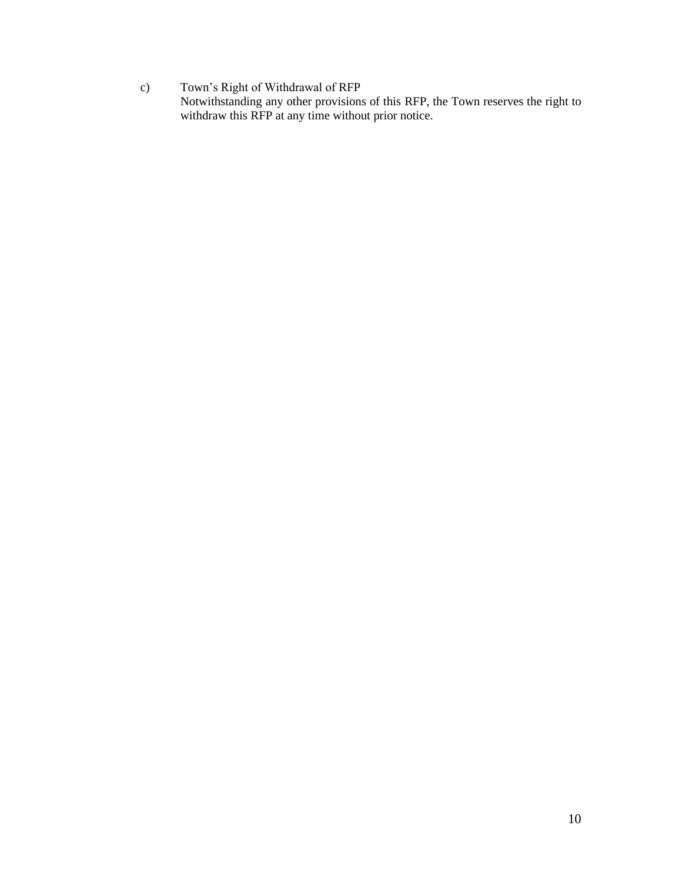c) Town’s Right of Withdrawal of RFP
Notwithstanding any other provisions of this RFP, the Town reserves the right to withdraw this RFP at any time without prior notice.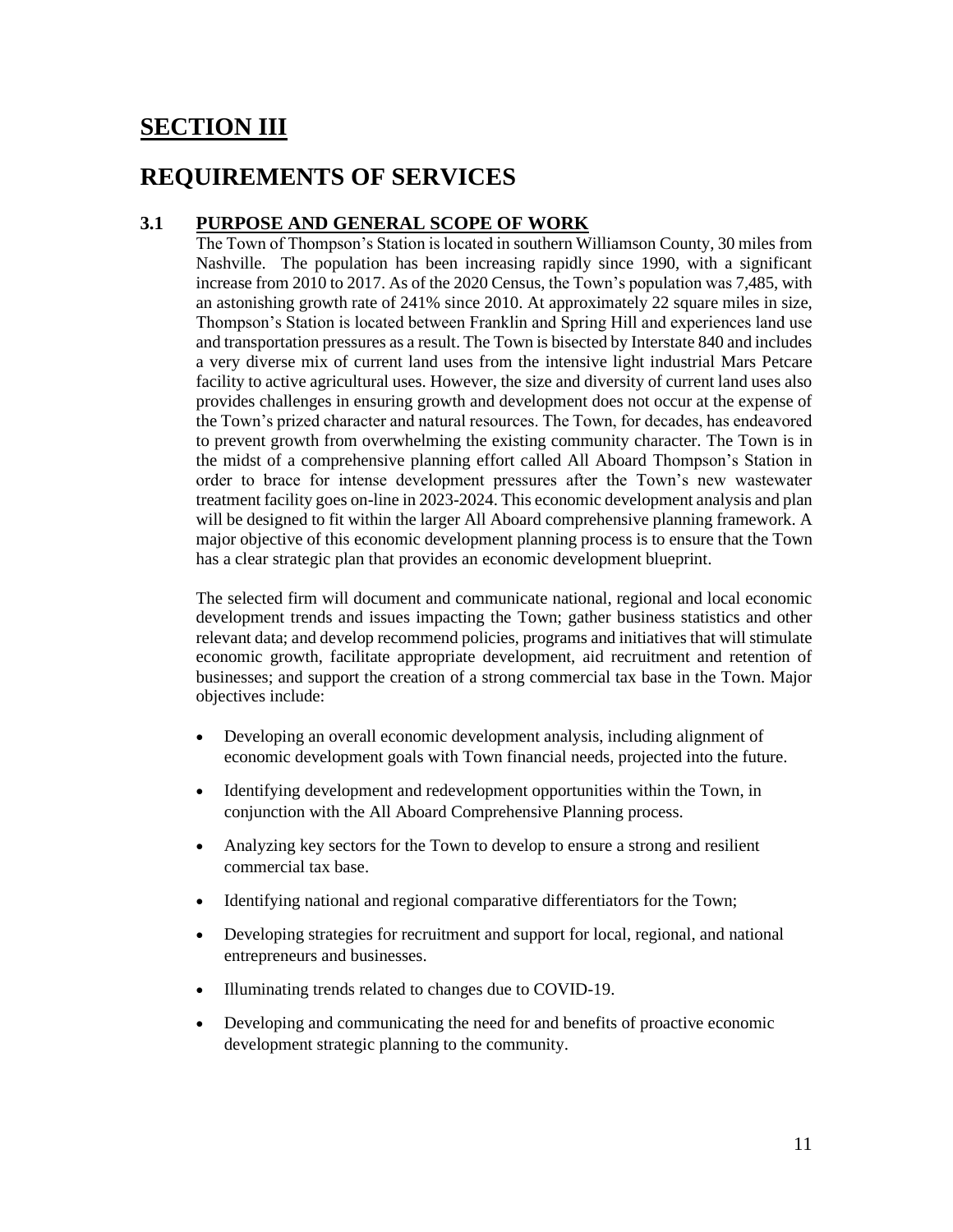# SECTION III

# REQUIREMENTS OF SERVICES

## 3.1 PURPOSE AND GENERAL SCOPE OF WORK

The Town of Thompson's Station is located in southern Williamson County, 30 miles from Nashville. The population has been increasing rapidly since 1990, with a significant increase from 2010 to 2017. As of the 2020 Census, the Town's population was 7,485, with an astonishing growth rate of 241% since 2010. At approximately 22 square miles in size, Thompson's Station is located between Franklin and Spring Hill and experiences land use and transportation pressures as a result. The Town is bisected by Interstate 840 and includes a very diverse mix of current land uses from the intensive light industrial Mars Petcare facility to active agricultural uses. However, the size and diversity of current land uses also provides challenges in ensuring growth and development does not occur at the expense of the Town's prized character and natural resources. The Town, for decades, has endeavored to prevent growth from overwhelming the existing community character. The Town is in the midst of a comprehensive planning effort called All Aboard Thompson's Station in order to brace for intense development pressures after the Town's new wastewater treatment facility goes on-line in 2023-2024. This economic development analysis and plan will be designed to fit within the larger All Aboard comprehensive planning framework. A major objective of this economic development planning process is to ensure that the Town has a clear strategic plan that provides an economic development blueprint.

The selected firm will document and communicate national, regional and local economic development trends and issues impacting the Town; gather business statistics and other relevant data; and develop recommend policies, programs and initiatives that will stimulate economic growth, facilitate appropriate development, aid recruitment and retention of businesses; and support the creation of a strong commercial tax base in the Town. Major objectives include:

- Developing an overall economic development analysis, including alignment of economic development goals with Town financial needs, projected into the future.
- Identifying development and redevelopment opportunities within the Town, in conjunction with the All Aboard Comprehensive Planning process.
- Analyzing key sectors for the Town to develop to ensure a strong and resilient commercial tax base.
- Identifying national and regional comparative differentiators for the Town;
- Developing strategies for recruitment and support for local, regional, and national entrepreneurs and businesses.
- Illuminating trends related to changes due to COVID-19.
- Developing and communicating the need for and benefits of proactive economic development strategic planning to the community.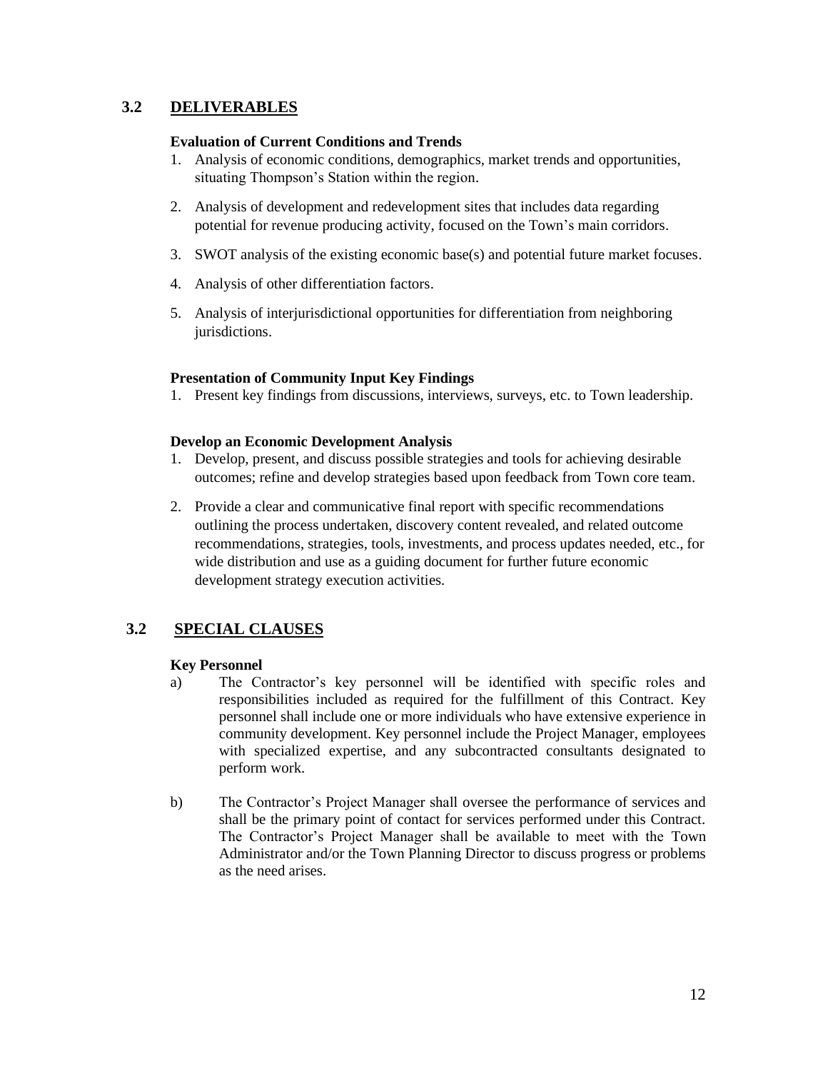## 3.2 DELIVERABLES

**Evaluation of Current Conditions and Trends**

1. Analysis of economic conditions, demographics, market trends and opportunities, situating Thompson's Station within the region.
2. Analysis of development and redevelopment sites that includes data regarding potential for revenue producing activity, focused on the Town's main corridors.
3. SWOT analysis of the existing economic base(s) and potential future market focuses.
4. Analysis of other differentiation factors.
5. Analysis of interjurisdictional opportunities for differentiation from neighboring jurisdictions.

**Presentation of Community Input Key Findings**

1. Present key findings from discussions, interviews, surveys, etc. to Town leadership.

**Develop an Economic Development Analysis**

1. Develop, present, and discuss possible strategies and tools for achieving desirable outcomes; refine and develop strategies based upon feedback from Town core team.
2. Provide a clear and communicative final report with specific recommendations outlining the process undertaken, discovery content revealed, and related outcome recommendations, strategies, tools, investments, and process updates needed, etc., for wide distribution and use as a guiding document for further future economic development strategy execution activities.

## 3.2 SPECIAL CLAUSES

**Key Personnel**

a) The Contractor's key personnel will be identified with specific roles and responsibilities included as required for the fulfillment of this Contract. Key personnel shall include one or more individuals who have extensive experience in community development. Key personnel include the Project Manager, employees with specialized expertise, and any subcontracted consultants designated to perform work.

b) The Contractor's Project Manager shall oversee the performance of services and shall be the primary point of contact for services performed under this Contract. The Contractor's Project Manager shall be available to meet with the Town Administrator and/or the Town Planning Director to discuss progress or problems as the need arises.